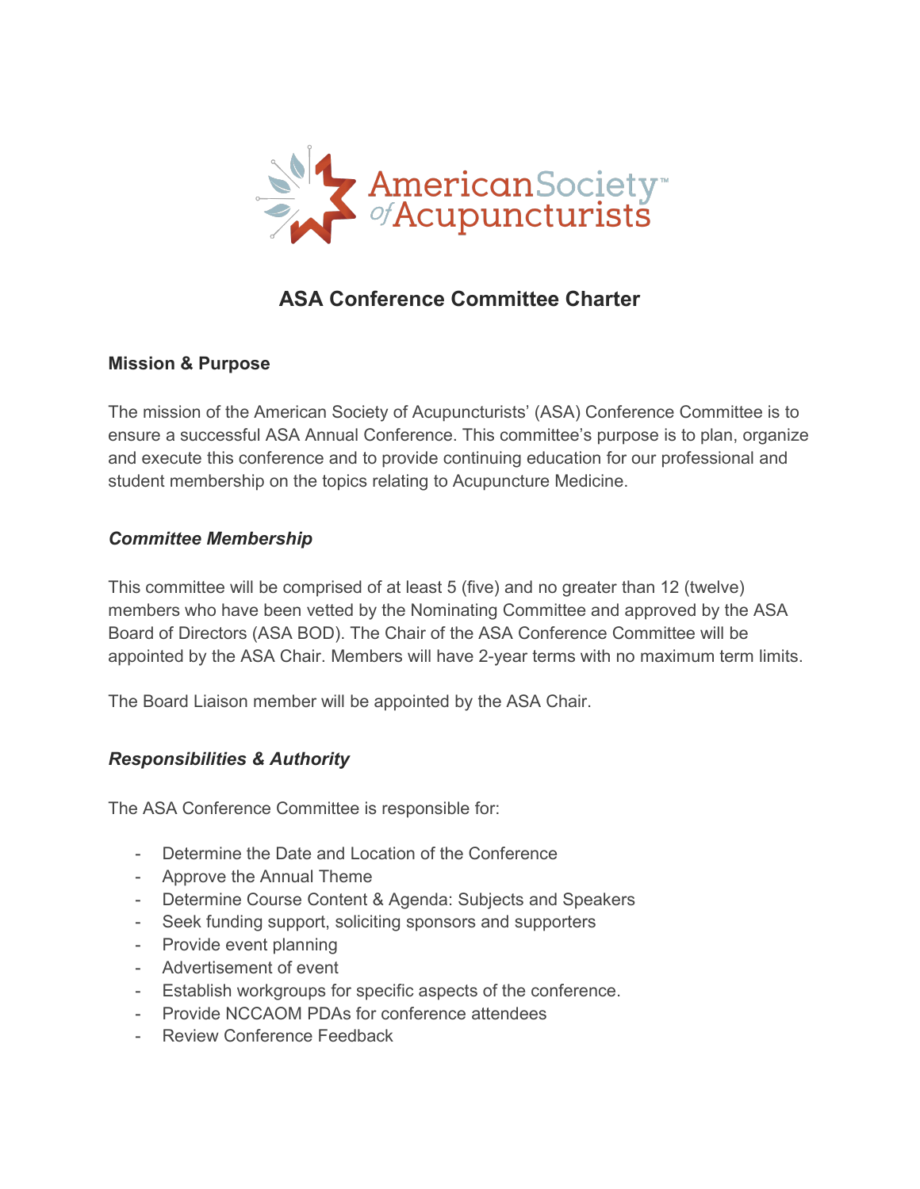# ASA Conference Committee Charter

## Mission & Purpose

The mission of the American Society of Acupuncturists' (ASA) Conference Committee is to ensure a successful ASA Annual Conference. This committee's purpose is to plan, organize and execute this conference and to provide continuing education for our professional and student membership on the topics relating to Acupuncture Medicine.

### *Committee Membership*

This committee will be comprised of at least 5 (five) and no greater than 12 (twelve) members who have been vetted by the Nominating Committee and approved by the ASA Board of Directors (ASA BOD). The Chair of the ASA Conference Committee will be appointed by the ASA Chair. Members will have 2-year terms with no maximum term limits.

The Board Liaison member will be appointed by the ASA Chair.

### *Responsibilities & Authority*

The ASA Conference Committee is responsible for:

- Determine the Date and Location of the Conference
- Approve the Annual Theme
- Determine Course Content & Agenda: Subjects and Speakers
- Seek funding support, soliciting sponsors and supporters
- Provide event planning
- Advertisement of event
- Establish workgroups for specific aspects of the conference.
- Provide NCCAOM PDAs for conference attendees
- Review Conference Feedback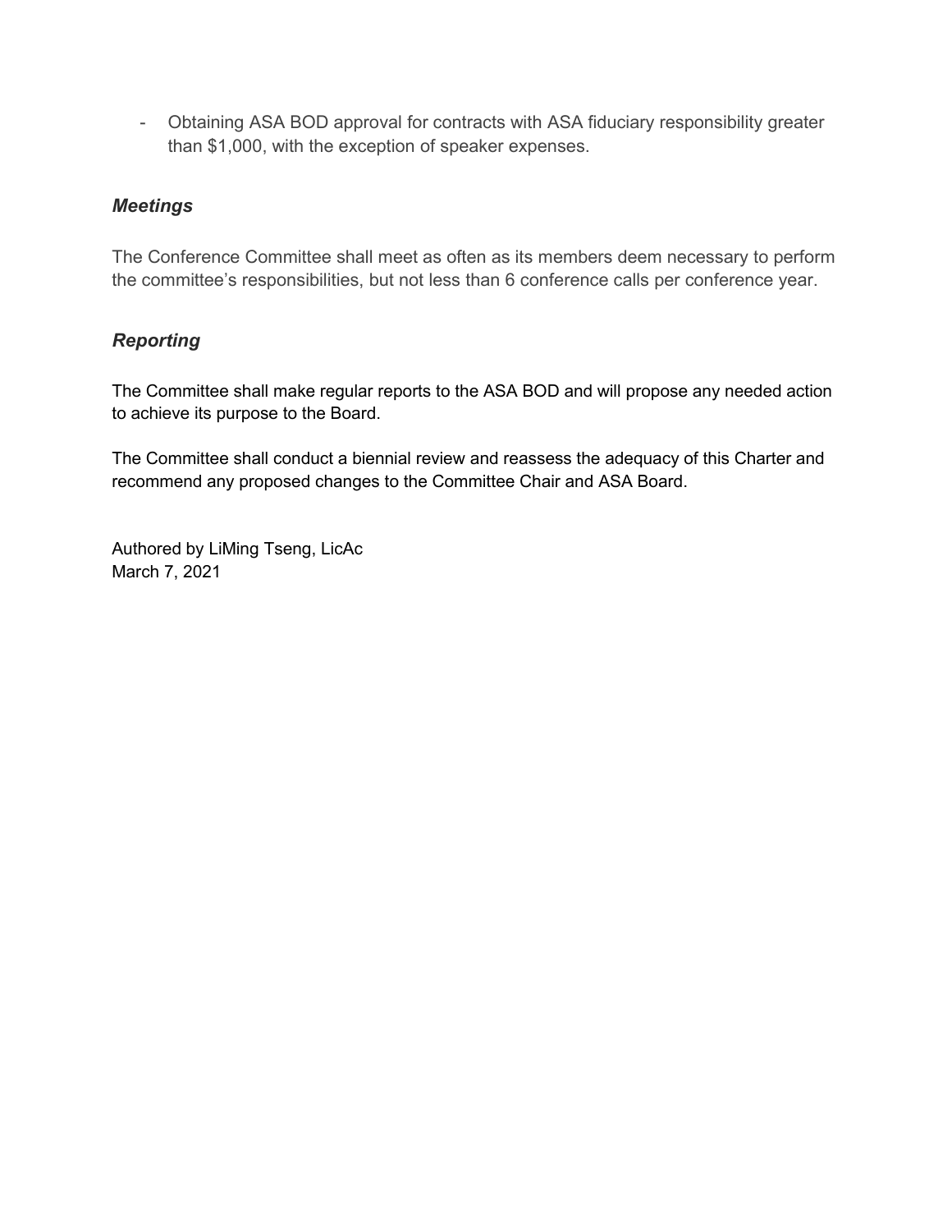- Obtaining ASA BOD approval for contracts with ASA fiduciary responsibility greater than $1,000, with the exception of speaker expenses.

### *Meetings*

The Conference Committee shall meet as often as its members deem necessary to perform the committee's responsibilities, but not less than 6 conference calls per conference year.

### *Reporting*

The Committee shall make regular reports to the ASA BOD and will propose any needed action to achieve its purpose to the Board.

The Committee shall conduct a biennial review and reassess the adequacy of this Charter and recommend any proposed changes to the Committee Chair and ASA Board.

Authored by LiMing Tseng, LicAc
March 7, 2021